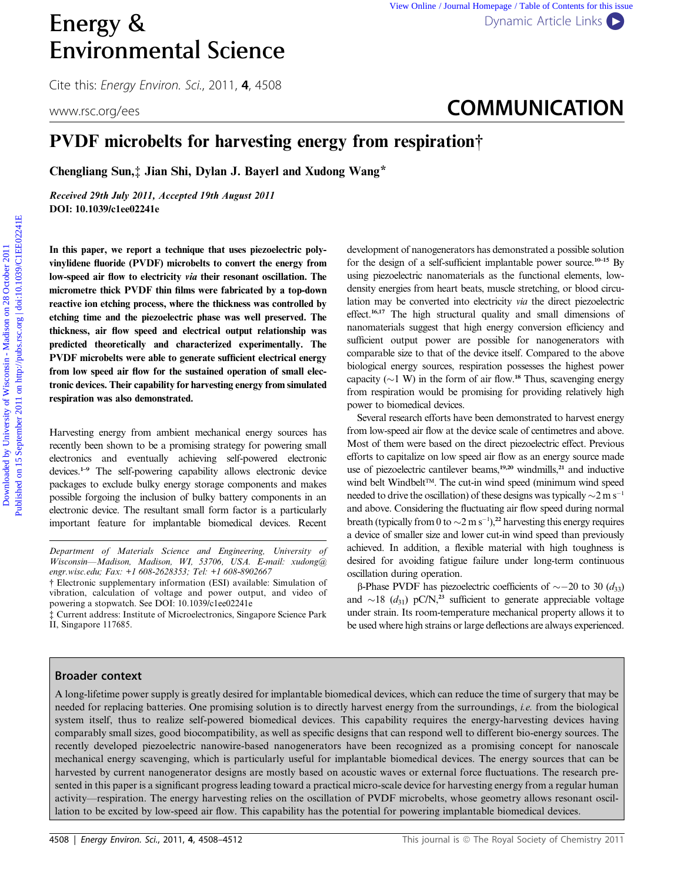# PVDF microbelts for harvesting energy from respiration†

**Chengliang Sun,‡ Jian Shi, Dylan J. Bayerl and Xudong Wang***

***Received 29th July 2011, Accepted 19th August 2011***
**DOI: 10.1039/c1ee02241e**

**In this paper, we report a technique that uses piezoelectric polyvinylidene fluoride (PVDF) microbelts to convert the energy from low-speed air flow to electricity *via* their resonant oscillation. The micrometre thick PVDF thin films were fabricated by a top-down reactive ion etching process, where the thickness was controlled by etching time and the piezoelectric phase was well preserved. The thickness, air flow speed and electrical output relationship was predicted theoretically and characterized experimentally. The PVDF microbelts were able to generate sufficient electrical energy from low speed air flow for the sustained operation of small electronic devices. Their capability for harvesting energy from simulated respiration was also demonstrated.**

Harvesting energy from ambient mechanical energy sources has recently been shown to be a promising strategy for powering small electronics and eventually achieving self-powered electronic devices.[1–9] The self-powering capability allows electronic device packages to exclude bulky energy storage components and makes possible forgoing the inclusion of bulky battery components in an electronic device. The resultant small form factor is a particularly important feature for implantable biomedical devices. Recent development of nanogenerators has demonstrated a possible solution for the design of a self-sufficient implantable power source.[10–15] By using piezoelectric nanomaterials as the functional elements, low-density energies from heart beats, muscle stretching, or blood circulation may be converted into electricity *via* the direct piezoelectric effect.[16,17] The high structural quality and small dimensions of nanomaterials suggest that high energy conversion efficiency and sufficient output power are possible for nanogenerators with comparable size to that of the device itself. Compared to the above biological energy sources, respiration possesses the highest power capacity (~1 W) in the form of air flow.[18] Thus, scavenging energy from respiration would be promising for providing relatively high power to biomedical devices.

Several research efforts have been demonstrated to harvest energy from low-speed air flow at the device scale of centimetres and above. Most of them were based on the direct piezoelectric effect. Previous efforts to capitalize on low speed air flow as an energy source made use of piezoelectric cantilever beams,[19,20] windmills,[21] and inductive wind belt Windbelt™. The cut-in wind speed (minimum wind speed needed to drive the oscillation) of these designs was typically ~2 m s$^{-1}$ and above. Considering the fluctuating air flow speed during normal breath (typically from 0 to ~2 m s$^{-1}$),[22] harvesting this energy requires a device of smaller size and lower cut-in wind speed than previously achieved. In addition, a flexible material with high toughness is desired for avoiding fatigue failure under long-term continuous oscillation during operation.

β-Phase PVDF has piezoelectric coefficients of ~−20 to 30 ($d_{33}$) and ~18 ($d_{31}$) pC/N,[23] sufficient to generate appreciable voltage under strain. Its room-temperature mechanical property allows it to be used where high strains or large deflections are always experienced.

*Department of Materials Science and Engineering, University of Wisconsin—Madison, Madison, WI, 53706, USA. E-mail: xudong@engr.wisc.edu; Fax: +1 608-2628353; Tel: +1 608-8902667*

† Electronic supplementary information (ESI) available: Simulation of vibration, calculation of voltage and power output, and video of powering a stopwatch. See DOI: 10.1039/c1ee02241e

‡ Current address: Institute of Microelectronics, Singapore Science Park II, Singapore 117685.

## Broader context

A long-lifetime power supply is greatly desired for implantable biomedical devices, which can reduce the time of surgery that may be needed for replacing batteries. One promising solution is to directly harvest energy from the surroundings, *i.e.* from the biological system itself, thus to realize self-powered biomedical devices. This capability requires the energy-harvesting devices having comparably small sizes, good biocompatibility, as well as specific designs that can respond well to different bio-energy sources. The recently developed piezoelectric nanowire-based nanogenerators have been recognized as a promising concept for nanoscale mechanical energy scavenging, which is particularly useful for implantable biomedical devices. The energy sources that can be harvested by current nanogenerator designs are mostly based on acoustic waves or external force fluctuations. The research presented in this paper is a significant progress leading toward a practical micro-scale device for harvesting energy from a regular human activity—respiration. The energy harvesting relies on the oscillation of PVDF microbelts, whose geometry allows resonant oscillation to be excited by low-speed air flow. This capability has the potential for powering implantable biomedical devices.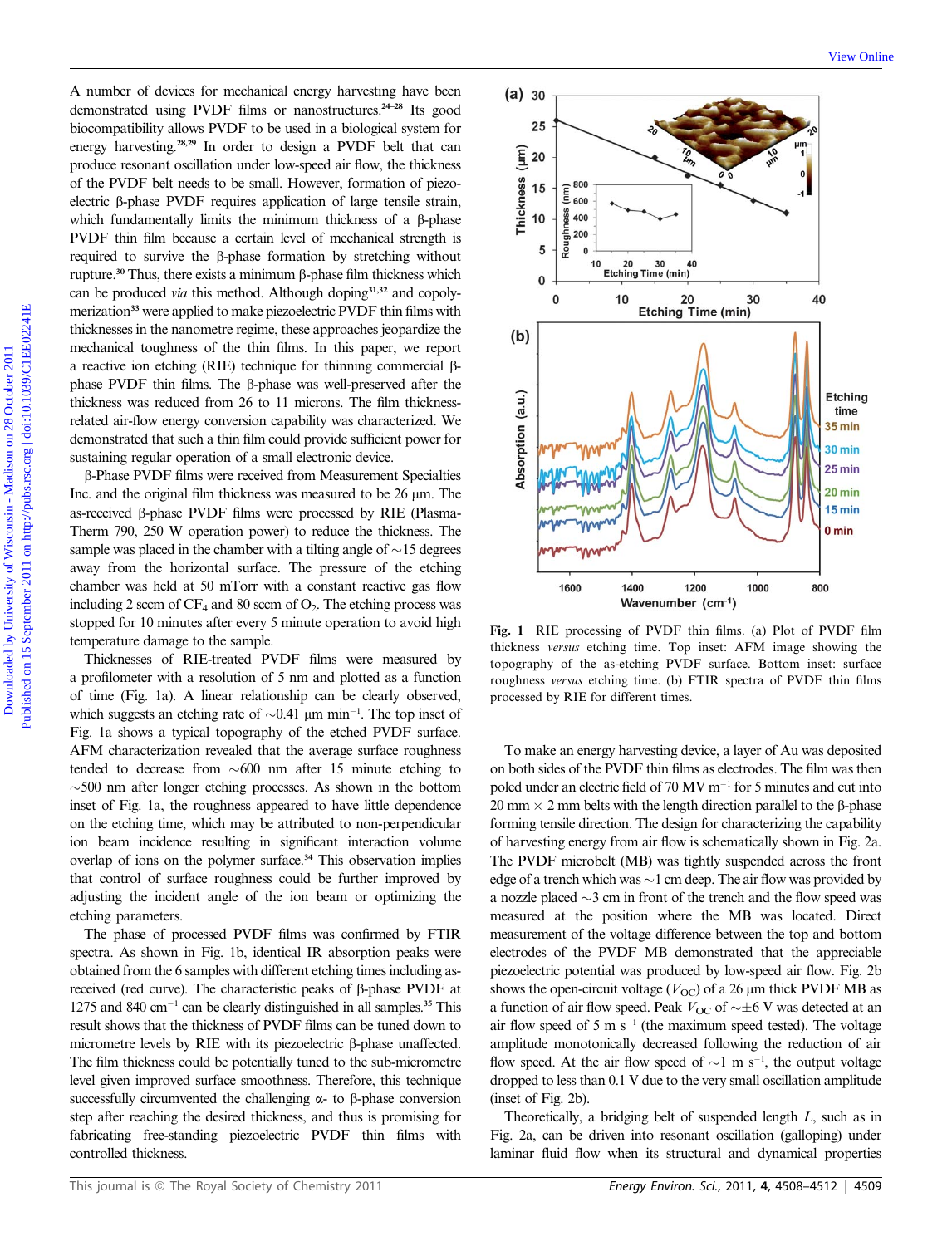A number of devices for mechanical energy harvesting have been demonstrated using PVDF films or nanostructures.[24–28] Its good biocompatibility allows PVDF to be used in a biological system for energy harvesting.[28,29] In order to design a PVDF belt that can produce resonant oscillation under low-speed air flow, the thickness of the PVDF belt needs to be small. However, formation of piezoelectric β-phase PVDF requires application of large tensile strain, which fundamentally limits the minimum thickness of a β-phase PVDF thin film because a certain level of mechanical strength is required to survive the β-phase formation by stretching without rupture.[30] Thus, there exists a minimum β-phase film thickness which can be produced *via* this method. Although doping[31,32] and copolymerization[33] were applied to make piezoelectric PVDF thin films with thicknesses in the nanometre regime, these approaches jeopardize the mechanical toughness of the thin films. In this paper, we report a reactive ion etching (RIE) technique for thinning commercial β-phase PVDF thin films. The β-phase was well-preserved after the thickness was reduced from 26 to 11 microns. The film thickness-related air-flow energy conversion capability was characterized. We demonstrated that such a thin film could provide sufficient power for sustaining regular operation of a small electronic device.

β-Phase PVDF films were received from Measurement Specialties Inc. and the original film thickness was measured to be 26 μm. The as-received β-phase PVDF films were processed by RIE (Plasma-Therm 790, 250 W operation power) to reduce the thickness. The sample was placed in the chamber with a tilting angle of ~15 degrees away from the horizontal surface. The pressure of the etching chamber was held at 50 mTorr with a constant reactive gas flow including 2 sccm of $CF_4$ and 80 sccm of $O_2$. The etching process was stopped for 10 minutes after every 5 minute operation to avoid high temperature damage to the sample.

Thicknesses of RIE-treated PVDF films were measured by a profilometer with a resolution of 5 nm and plotted as a function of time (Fig. 1a). A linear relationship can be clearly observed, which suggests an etching rate of ~0.41 μm $min^{-1}$. The top inset of Fig. 1a shows a typical topography of the etched PVDF surface. AFM characterization revealed that the average surface roughness tended to decrease from ~600 nm after 15 minute etching to ~500 nm after longer etching processes. As shown in the bottom inset of Fig. 1a, the roughness appeared to have little dependence on the etching time, which may be attributed to non-perpendicular ion beam incidence resulting in significant interaction volume overlap of ions on the polymer surface.[34] This observation implies that control of surface roughness could be further improved by adjusting the incident angle of the ion beam or optimizing the etching parameters.

The phase of processed PVDF films was confirmed by FTIR spectra. As shown in Fig. 1b, identical IR absorption peaks were obtained from the 6 samples with different etching times including as-received (red curve). The characteristic peaks of β-phase PVDF at 1275 and 840 $cm^{-1}$ can be clearly distinguished in all samples.[35] This result shows that the thickness of PVDF films can be tuned down to micrometre levels by RIE with its piezoelectric β-phase unaffected. The film thickness could be potentially tuned to the sub-micrometre level given improved surface smoothness. Therefore, this technique successfully circumvented the challenging α- to β-phase conversion step after reaching the desired thickness, and thus is promising for fabricating free-standing piezoelectric PVDF thin films with controlled thickness.

**Fig. 1** RIE processing of PVDF thin films. (a) Plot of PVDF film thickness *versus* etching time. Top inset: AFM image showing the topography of the as-etching PVDF surface. Bottom inset: surface roughness *versus* etching time. (b) FTIR spectra of PVDF thin films processed by RIE for different times.

To make an energy harvesting device, a layer of Au was deposited on both sides of the PVDF thin films as electrodes. The film was then poled under an electric field of 70 MV $m^{-1}$ for 5 minutes and cut into 20 mm × 2 mm belts with the length direction parallel to the β-phase forming tensile direction. The design for characterizing the capability of harvesting energy from air flow is schematically shown in Fig. 2a. The PVDF microbelt (MB) was tightly suspended across the front edge of a trench which was ~1 cm deep. The air flow was provided by a nozzle placed ~3 cm in front of the trench and the flow speed was measured at the position where the MB was located. Direct measurement of the voltage difference between the top and bottom electrodes of the PVDF MB demonstrated that the appreciable piezoelectric potential was produced by low-speed air flow. Fig. 2b shows the open-circuit voltage ($V_{OC}$) of a 26 μm thick PVDF MB as a function of air flow speed. Peak $V_{OC}$ of ~±6 V was detected at an air flow speed of 5 m $s^{-1}$ (the maximum speed tested). The voltage amplitude monotonically decreased following the reduction of air flow speed. At the air flow speed of ~1 m $s^{-1}$, the output voltage dropped to less than 0.1 V due to the very small oscillation amplitude (inset of Fig. 2b).

Theoretically, a bridging belt of suspended length $L$, such as in Fig. 2a, can be driven into resonant oscillation (galloping) under laminar fluid flow when its structural and dynamical properties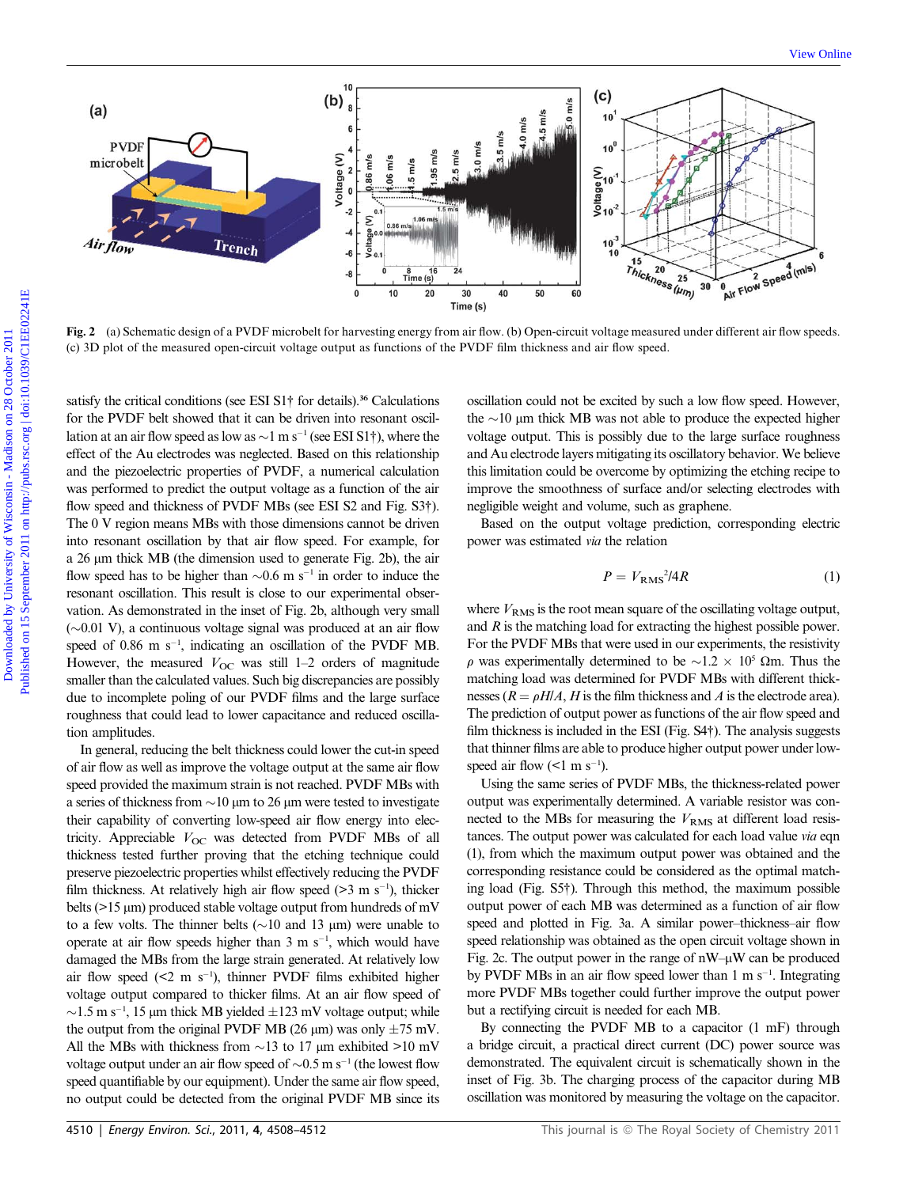Fig. 2 (a) Schematic design of a PVDF microbelt for harvesting energy from air flow. (b) Open-circuit voltage measured under different air flow speeds. (c) 3D plot of the measured open-circuit voltage output as functions of the PVDF film thickness and air flow speed.

satisfy the critical conditions (see ESI S1† for details).[36] Calculations for the PVDF belt showed that it can be driven into resonant oscillation at an air flow speed as low as ~1 m s$^{-1}$ (see ESI S1†), where the effect of the Au electrodes was neglected. Based on this relationship and the piezoelectric properties of PVDF, a numerical calculation was performed to predict the output voltage as a function of the air flow speed and thickness of PVDF MBs (see ESI S2 and Fig. S3†). The 0 V region means MBs with those dimensions cannot be driven into resonant oscillation by that air flow speed. For example, for a 26 μm thick MB (the dimension used to generate Fig. 2b), the air flow speed has to be higher than ~0.6 m s$^{-1}$ in order to induce the resonant oscillation. This result is close to our experimental observation. As demonstrated in the inset of Fig. 2b, although very small (~0.01 V), a continuous voltage signal was produced at an air flow speed of 0.86 m s$^{-1}$, indicating an oscillation of the PVDF MB. However, the measured $V_{OC}$ was still 1–2 orders of magnitude smaller than the calculated values. Such big discrepancies are possibly due to incomplete poling of our PVDF films and the large surface roughness that could lead to lower capacitance and reduced oscillation amplitudes.

In general, reducing the belt thickness could lower the cut-in speed of air flow as well as improve the voltage output at the same air flow speed provided the maximum strain is not reached. PVDF MBs with a series of thickness from ~10 μm to 26 μm were tested to investigate their capability of converting low-speed air flow energy into electricity. Appreciable $V_{OC}$ was detected from PVDF MBs of all thickness tested further proving that the etching technique could preserve piezoelectric properties whilst effectively reducing the PVDF film thickness. At relatively high air flow speed (>3 m s$^{-1}$), thicker belts (>15 μm) produced stable voltage output from hundreds of mV to a few volts. The thinner belts (~10 and 13 μm) were unable to operate at air flow speeds higher than 3 m s$^{-1}$, which would have damaged the MBs from the large strain generated. At relatively low air flow speed (<2 m s$^{-1}$), thinner PVDF films exhibited higher voltage output compared to thicker films. At an air flow speed of ~1.5 m s$^{-1}$, 15 μm thick MB yielded ±123 mV voltage output; while the output from the original PVDF MB (26 μm) was only ±75 mV. All the MBs with thickness from ~13 to 17 μm exhibited >10 mV voltage output under an air flow speed of ~0.5 m s$^{-1}$ (the lowest flow speed quantifiable by our equipment). Under the same air flow speed, no output could be detected from the original PVDF MB since its oscillation could not be excited by such a low flow speed. However, the ~10 μm thick MB was not able to produce the expected higher voltage output. This is possibly due to the large surface roughness and Au electrode layers mitigating its oscillatory behavior. We believe this limitation could be overcome by optimizing the etching recipe to improve the smoothness of surface and/or selecting electrodes with negligible weight and volume, such as graphene.

Based on the output voltage prediction, corresponding electric power was estimated *via* the relation

$$P = V_{RMS}^2/4R \tag{1}$$

where $V_{RMS}$ is the root mean square of the oscillating voltage output, and $R$ is the matching load for extracting the highest possible power. For the PVDF MBs that were used in our experiments, the resistivity $\rho$ was experimentally determined to be ~1.2 × 10$^5$ Ωm. Thus the matching load was determined for PVDF MBs with different thicknesses ($R = \rho H/A$, $H$ is the film thickness and $A$ is the electrode area). The prediction of output power as functions of the air flow speed and film thickness is included in the ESI (Fig. S4†). The analysis suggests that thinner films are able to produce higher output power under low-speed air flow (<1 m s$^{-1}$).

Using the same series of PVDF MBs, the thickness-related power output was experimentally determined. A variable resistor was connected to the MBs for measuring the $V_{RMS}$ at different load resistances. The output power was calculated for each load value *via* eqn (1), from which the maximum output power was obtained and the corresponding resistance could be considered as the optimal matching load (Fig. S5†). Through this method, the maximum possible output power of each MB was determined as a function of air flow speed and plotted in Fig. 3a. A similar power–thickness–air flow speed relationship was obtained as the open circuit voltage shown in Fig. 2c. The output power in the range of nW–μW can be produced by PVDF MBs in an air flow speed lower than 1 m s$^{-1}$. Integrating more PVDF MBs together could further improve the output power but a rectifying circuit is needed for each MB.

By connecting the PVDF MB to a capacitor (1 mF) through a bridge circuit, a practical direct current (DC) power source was demonstrated. The equivalent circuit is schematically shown in the inset of Fig. 3b. The charging process of the capacitor during MB oscillation was monitored by measuring the voltage on the capacitor.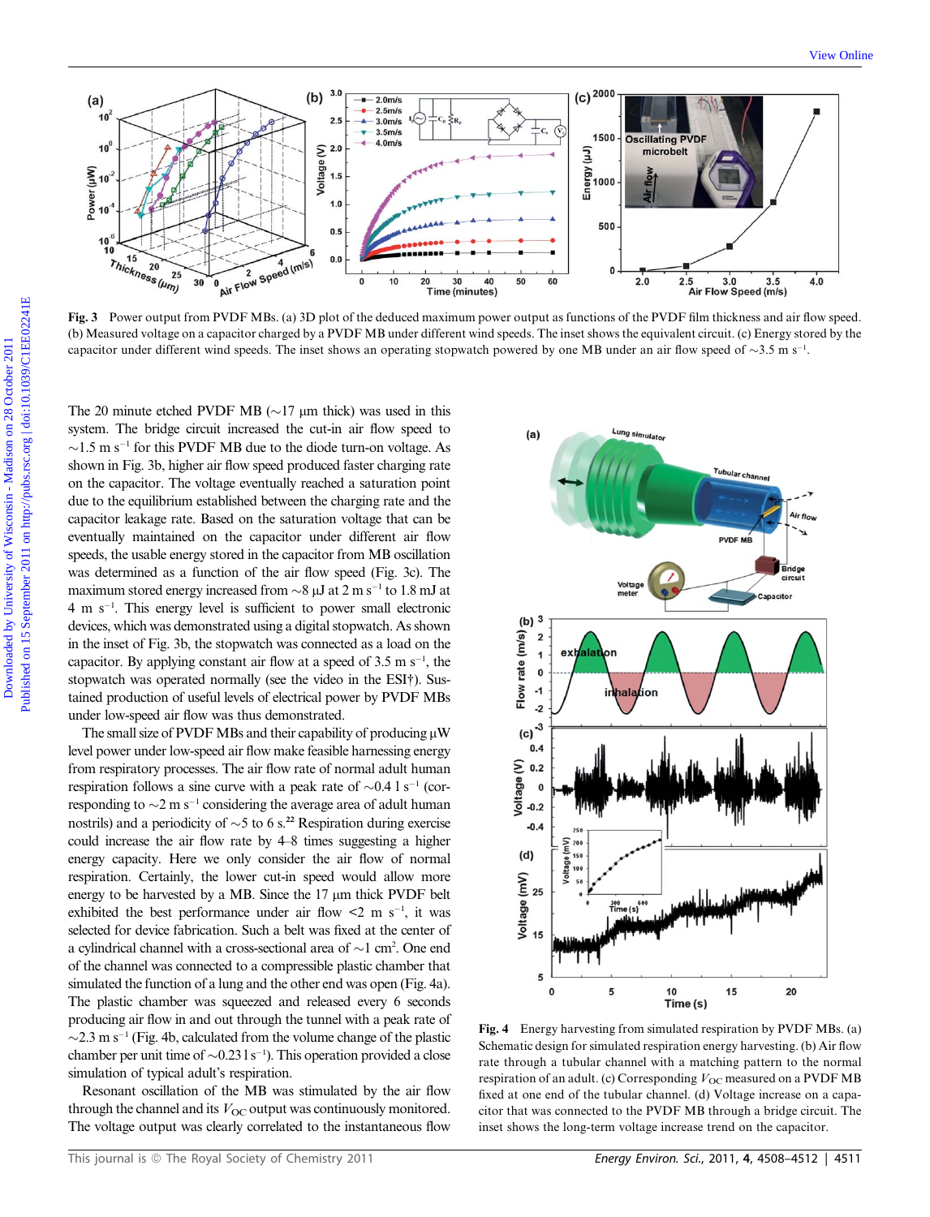**Fig. 3** Power output from PVDF MBs. (a) 3D plot of the deduced maximum power output as functions of the PVDF film thickness and air flow speed. (b) Measured voltage on a capacitor charged by a PVDF MB under different wind speeds. The inset shows the equivalent circuit. (c) Energy stored by the capacitor under different wind speeds. The inset shows an operating stopwatch powered by one MB under an air flow speed of ~3.5 m s$^{-1}$.

The 20 minute etched PVDF MB (~17 μm thick) was used in this system. The bridge circuit increased the cut-in air flow speed to ~1.5 m s$^{-1}$ for this PVDF MB due to the diode turn-on voltage. As shown in Fig. 3b, higher air flow speed produced faster charging rate on the capacitor. The voltage eventually reached a saturation point due to the equilibrium established between the charging rate and the capacitor leakage rate. Based on the saturation voltage that can be eventually maintained on the capacitor under different air flow speeds, the usable energy stored in the capacitor from MB oscillation was determined as a function of the air flow speed (Fig. 3c). The maximum stored energy increased from ~8 μJ at 2 m s$^{-1}$ to 1.8 mJ at 4 m s$^{-1}$. This energy level is sufficient to power small electronic devices, which was demonstrated using a digital stopwatch. As shown in the inset of Fig. 3b, the stopwatch was connected as a load on the capacitor. By applying constant air flow at a speed of 3.5 m s$^{-1}$, the stopwatch was operated normally (see the video in the ESI†). Sustained production of useful levels of electrical power by PVDF MBs under low-speed air flow was thus demonstrated.

The small size of PVDF MBs and their capability of producing μW level power under low-speed air flow make feasible harnessing energy from respiratory processes. The air flow rate of normal adult human respiration follows a sine curve with a peak rate of ~0.4 l s$^{-1}$ (corresponding to ~2 m s$^{-1}$ considering the average area of adult human nostrils) and a periodicity of ~5 to 6 s.[22] Respiration during exercise could increase the air flow rate by 4–8 times suggesting a higher energy capacity. Here we only consider the air flow of normal respiration. Certainly, the lower cut-in speed would allow more energy to be harvested by a MB. Since the 17 μm thick PVDF belt exhibited the best performance under air flow <2 m s$^{-1}$, it was selected for device fabrication. Such a belt was fixed at the center of a cylindrical channel with a cross-sectional area of ~1 cm$^2$. One end of the channel was connected to a compressible plastic chamber that simulated the function of a lung and the other end was open (Fig. 4a). The plastic chamber was squeezed and released every 6 seconds producing air flow in and out through the tunnel with a peak rate of ~2.3 m s$^{-1}$ (Fig. 4b, calculated from the volume change of the plastic chamber per unit time of ~0.23 l s$^{-1}$). This operation provided a close simulation of typical adult's respiration.

Resonant oscillation of the MB was stimulated by the air flow through the channel and its $V_{OC}$ output was continuously monitored. The voltage output was clearly correlated to the instantaneous flow

**Fig. 4** Energy harvesting from simulated respiration by PVDF MBs. (a) Schematic design for simulated respiration energy harvesting. (b) Air flow rate through a tubular channel with a matching pattern to the normal respiration of an adult. (c) Corresponding $V_{OC}$ measured on a PVDF MB fixed at one end of the tubular channel. (d) Voltage increase on a capacitor that was connected to the PVDF MB through a bridge circuit. The inset shows the long-term voltage increase trend on the capacitor.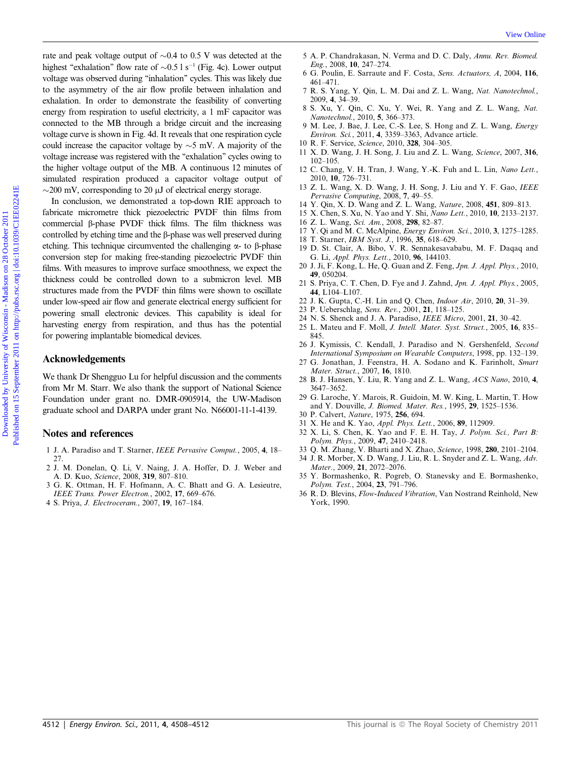rate and peak voltage output of ~0.4 to 0.5 V was detected at the highest "exhalation" flow rate of ~0.5 l s$^{-1}$ (Fig. 4c). Lower output voltage was observed during "inhalation" cycles. This was likely due to the asymmetry of the air flow profile between inhalation and exhalation. In order to demonstrate the feasibility of converting energy from respiration to useful electricity, a 1 mF capacitor was connected to the MB through a bridge circuit and the increasing voltage curve is shown in Fig. 4d. It reveals that one respiration cycle could increase the capacitor voltage by ~5 mV. A majority of the voltage increase was registered with the "exhalation" cycles owing to the higher voltage output of the MB. A continuous 12 minutes of simulated respiration produced a capacitor voltage output of ~200 mV, corresponding to 20 μJ of electrical energy storage.

In conclusion, we demonstrated a top-down RIE approach to fabricate micrometre thick piezoelectric PVDF thin films from commercial β-phase PVDF thick films. The film thickness was controlled by etching time and the β-phase was well preserved during etching. This technique circumvented the challenging α- to β-phase conversion step for making free-standing piezoelectric PVDF thin films. With measures to improve surface smoothness, we expect the thickness could be controlled down to a submicron level. MB structures made from the PVDF thin films were shown to oscillate under low-speed air flow and generate electrical energy sufficient for powering small electronic devices. This capability is ideal for harvesting energy from respiration, and thus has the potential for powering implantable biomedical devices.

## Acknowledgements

We thank Dr Shengguo Lu for helpful discussion and the comments from Mr M. Starr. We also thank the support of National Science Foundation under grant no. DMR-0905914, the UW-Madison graduate school and DARPA under grant No. N66001-11-1-4139.

## Notes and references

1 J. A. Paradiso and T. Starner, *IEEE Pervasive Comput.*, 2005, **4**, 18–27.
2 J. M. Donelan, Q. Li, V. Naing, J. A. Hoffer, D. J. Weber and A. D. Kuo, *Science*, 2008, **319**, 807–810.
3 G. K. Ottman, H. F. Hofmann, A. C. Bhatt and G. A. Lesieutre, *IEEE Trans. Power Electron.*, 2002, **17**, 669–676.
4 S. Priya, *J. Electroceram.*, 2007, **19**, 167–184.
5 A. P. Chandrakasan, N. Verma and D. C. Daly, *Annu. Rev. Biomed. Eng.*, 2008, **10**, 247–274.
6 G. Poulin, E. Sarraute and F. Costa, *Sens. Actuators, A*, 2004, **116**, 461–471.
7 R. S. Yang, Y. Qin, L. M. Dai and Z. L. Wang, *Nat. Nanotechnol.*, 2009, **4**, 34–39.
8 S. Xu, Y. Qin, C. Xu, Y. Wei, R. Yang and Z. L. Wang, *Nat. Nanotechnol.*, 2010, **5**, 366–373.
9 M. Lee, J. Bae, J. Lee, C.-S. Lee, S. Hong and Z. L. Wang, *Energy Environ. Sci.*, 2011, **4**, 3359–3363, Advance article.
10 R. F. Service, *Science*, 2010, **328**, 304–305.
11 X. D. Wang, J. H. Song, J. Liu and Z. L. Wang, *Science*, 2007, **316**, 102–105.
12 C. Chang, V. H. Tran, J. Wang, Y.-K. Fuh and L. Lin, *Nano Lett.*, 2010, **10**, 726–731.
13 Z. L. Wang, X. D. Wang, J. H. Song, J. Liu and Y. F. Gao, *IEEE Pervasive Computing*, 2008, **7**, 49–55.
14 Y. Qin, X. D. Wang and Z. L. Wang, *Nature*, 2008, **451**, 809–813.
15 X. Chen, S. Xu, N. Yao and Y. Shi, *Nano Lett.*, 2010, **10**, 2133–2137.
16 Z. L. Wang, *Sci. Am.*, 2008, **298**, 82–87.
17 Y. Qi and M. C. McAlpine, *Energy Environ. Sci.*, 2010, **3**, 1275–1285.
18 T. Starner, *IBM Syst. J.*, 1996, **35**, 618–629.
19 D. St. Clair, A. Bibo, V. R. Sennakesavababu, M. F. Daqaq and G. Li, *Appl. Phys. Lett.*, 2010, **96**, 144103.
20 J. Ji, F. Kong, L. He, Q. Guan and Z. Feng, *Jpn. J. Appl. Phys.*, 2010, **49**, 050204.
21 S. Priya, C. T. Chen, D. Fye and J. Zahnd, *Jpn. J. Appl. Phys.*, 2005, **44**, L104–L107.
22 J. K. Gupta, C.-H. Lin and Q. Chen, *Indoor Air*, 2010, **20**, 31–39.
23 P. Ueberschlag, *Sens. Rev.*, 2001, **21**, 118–125.
24 N. S. Shenck and J. A. Paradiso, *IEEE Micro*, 2001, **21**, 30–42.
25 L. Mateu and F. Moll, *J. Intell. Mater. Syst. Struct.*, 2005, **16**, 835–845.
26 J. Kymissis, C. Kendall, J. Paradiso and N. Gershenfeld, *Second International Symposium on Wearable Computers*, 1998, pp. 132–139.
27 G. Jonathan, J. Feenstra, H. A. Sodano and K. Farinholt, *Smart Mater. Struct.*, 2007, **16**, 1810.
28 B. J. Hansen, Y. Liu, R. Yang and Z. L. Wang, *ACS Nano*, 2010, **4**, 3647–3652.
29 G. Laroche, Y. Marois, R. Guidoin, M. W. King, L. Martin, T. How and Y. Douville, *J. Biomed. Mater. Res.*, 1995, **29**, 1525–1536.
30 P. Calvert, *Nature*, 1975, **256**, 694.
31 X. He and K. Yao, *Appl. Phys. Lett.*, 2006, **89**, 112909.
32 X. Li, S. Chen, K. Yao and F. E. H. Tay, *J. Polym. Sci., Part B: Polym. Phys.*, 2009, **47**, 2410–2418.
33 Q. M. Zhang, V. Bharti and X. Zhao, *Science*, 1998, **280**, 2101–2104.
34 J. R. Morber, X. D. Wang, J. Liu, R. L. Snyder and Z. L. Wang, *Adv. Mater.*, 2009, **21**, 2072–2076.
35 Y. Bormashenko, R. Pogreb, O. Stanevsky and E. Bormashenko, *Polym. Test.*, 2004, **23**, 791–796.
36 R. D. Blevins, *Flow-Induced Vibration*, Van Nostrand Reinhold, New York, 1990.